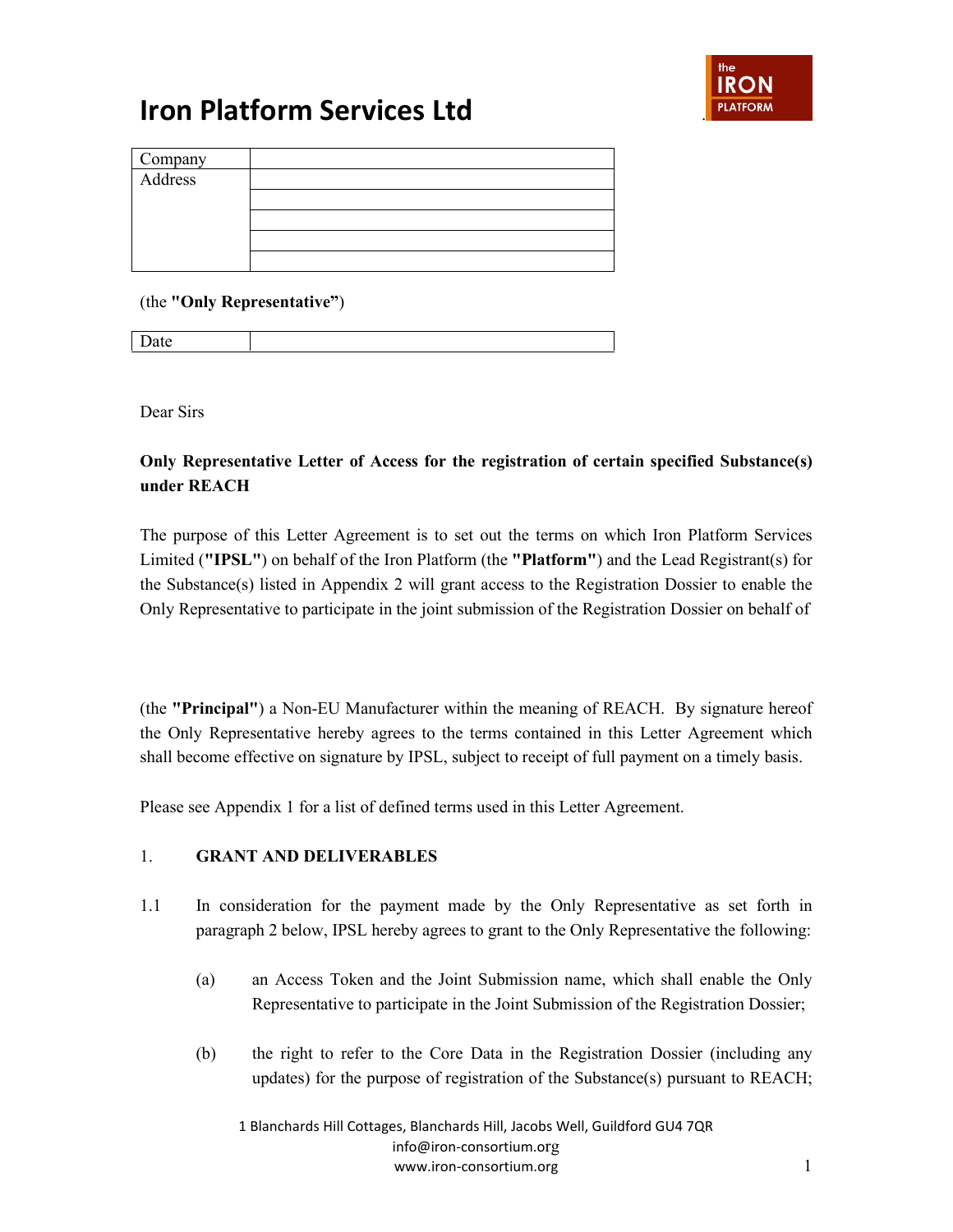# Iron Platform Services Ltd

| Company | |
|---|---|
| Address | |
| | |
| | |
| | |
| | |

(the **"Only Representative"**)

| Date | |
|---|---|

Dear Sirs

**Only Representative Letter of Access for the registration of certain specified Substance(s) under REACH**

The purpose of this Letter Agreement is to set out the terms on which Iron Platform Services Limited (**"IPSL"**) on behalf of the Iron Platform (the **"Platform"**) and the Lead Registrant(s) for the Substance(s) listed in Appendix 2 will grant access to the Registration Dossier to enable the Only Representative to participate in the joint submission of the Registration Dossier on behalf of

(the **"Principal"**) a Non-EU Manufacturer within the meaning of REACH. By signature hereof the Only Representative hereby agrees to the terms contained in this Letter Agreement which shall become effective on signature by IPSL, subject to receipt of full payment on a timely basis.

Please see Appendix 1 for a list of defined terms used in this Letter Agreement.

1. **GRANT AND DELIVERABLES**

1.1 In consideration for the payment made by the Only Representative as set forth in paragraph 2 below, IPSL hereby agrees to grant to the Only Representative the following:

   (a) an Access Token and the Joint Submission name, which shall enable the Only Representative to participate in the Joint Submission of the Registration Dossier;

   (b) the right to refer to the Core Data in the Registration Dossier (including any updates) for the purpose of registration of the Substance(s) pursuant to REACH;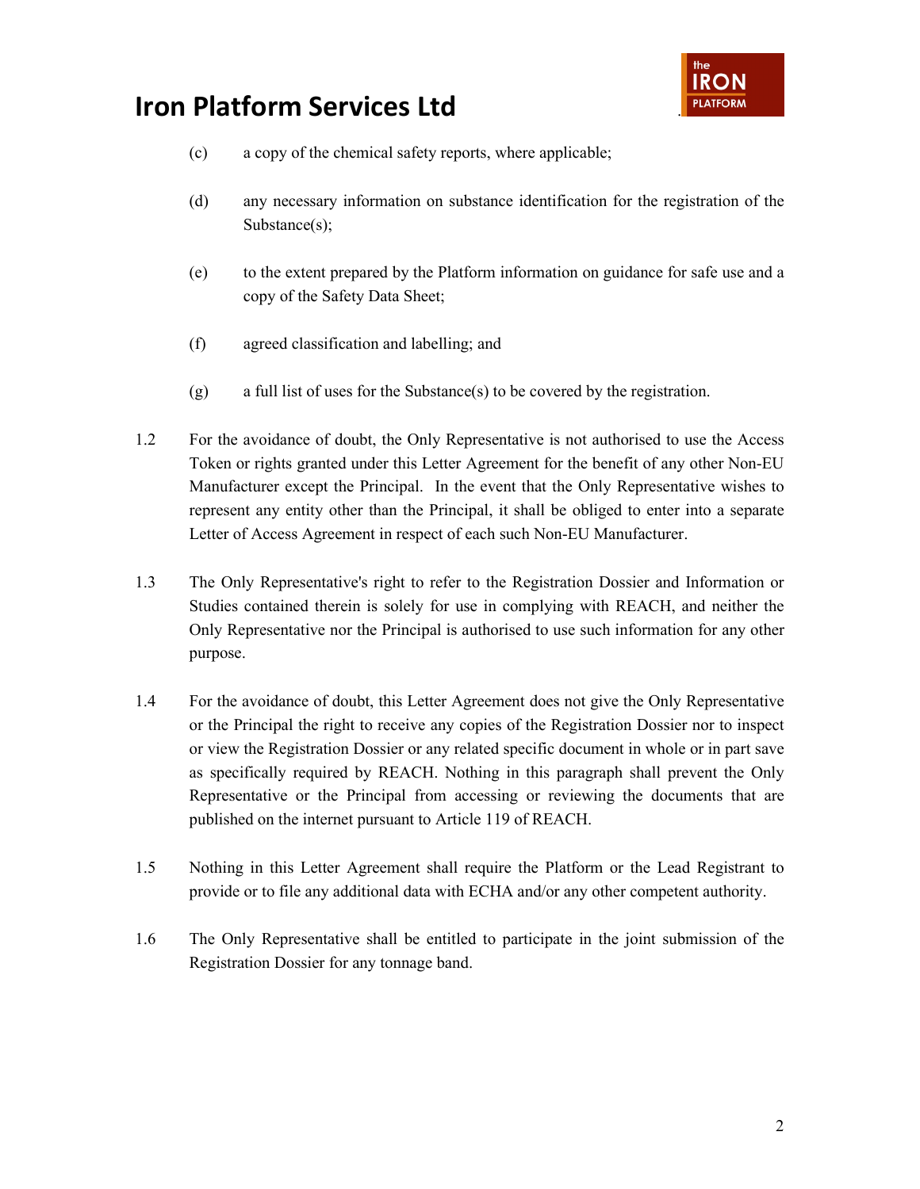(c) a copy of the chemical safety reports, where applicable;

(d) any necessary information on substance identification for the registration of the Substance(s);

(e) to the extent prepared by the Platform information on guidance for safe use and a copy of the Safety Data Sheet;

(f) agreed classification and labelling; and

(g) a full list of uses for the Substance(s) to be covered by the registration.

1.2 For the avoidance of doubt, the Only Representative is not authorised to use the Access Token or rights granted under this Letter Agreement for the benefit of any other Non-EU Manufacturer except the Principal. In the event that the Only Representative wishes to represent any entity other than the Principal, it shall be obliged to enter into a separate Letter of Access Agreement in respect of each such Non-EU Manufacturer.

1.3 The Only Representative's right to refer to the Registration Dossier and Information or Studies contained therein is solely for use in complying with REACH, and neither the Only Representative nor the Principal is authorised to use such information for any other purpose.

1.4 For the avoidance of doubt, this Letter Agreement does not give the Only Representative or the Principal the right to receive any copies of the Registration Dossier nor to inspect or view the Registration Dossier or any related specific document in whole or in part save as specifically required by REACH. Nothing in this paragraph shall prevent the Only Representative or the Principal from accessing or reviewing the documents that are published on the internet pursuant to Article 119 of REACH.

1.5 Nothing in this Letter Agreement shall require the Platform or the Lead Registrant to provide or to file any additional data with ECHA and/or any other competent authority.

1.6 The Only Representative shall be entitled to participate in the joint submission of the Registration Dossier for any tonnage band.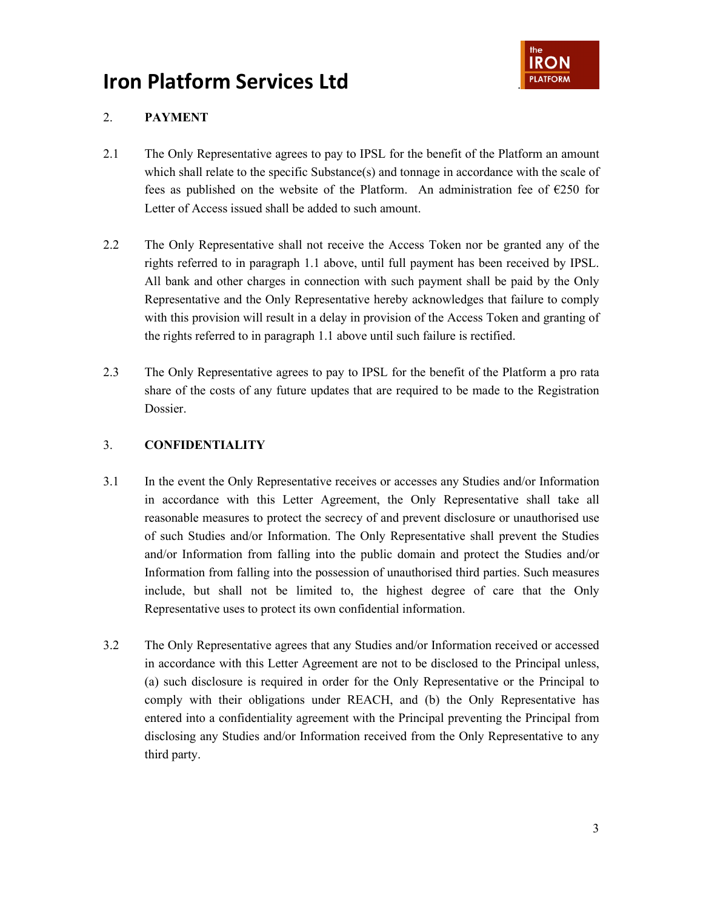## 2. PAYMENT

2.1 The Only Representative agrees to pay to IPSL for the benefit of the Platform an amount which shall relate to the specific Substance(s) and tonnage in accordance with the scale of fees as published on the website of the Platform. An administration fee of €250 for Letter of Access issued shall be added to such amount.

2.2 The Only Representative shall not receive the Access Token nor be granted any of the rights referred to in paragraph 1.1 above, until full payment has been received by IPSL. All bank and other charges in connection with such payment shall be paid by the Only Representative and the Only Representative hereby acknowledges that failure to comply with this provision will result in a delay in provision of the Access Token and granting of the rights referred to in paragraph 1.1 above until such failure is rectified.

2.3 The Only Representative agrees to pay to IPSL for the benefit of the Platform a pro rata share of the costs of any future updates that are required to be made to the Registration Dossier.

## 3. CONFIDENTIALITY

3.1 In the event the Only Representative receives or accesses any Studies and/or Information in accordance with this Letter Agreement, the Only Representative shall take all reasonable measures to protect the secrecy of and prevent disclosure or unauthorised use of such Studies and/or Information. The Only Representative shall prevent the Studies and/or Information from falling into the public domain and protect the Studies and/or Information from falling into the possession of unauthorised third parties. Such measures include, but shall not be limited to, the highest degree of care that the Only Representative uses to protect its own confidential information.

3.2 The Only Representative agrees that any Studies and/or Information received or accessed in accordance with this Letter Agreement are not to be disclosed to the Principal unless, (a) such disclosure is required in order for the Only Representative or the Principal to comply with their obligations under REACH, and (b) the Only Representative has entered into a confidentiality agreement with the Principal preventing the Principal from disclosing any Studies and/or Information received from the Only Representative to any third party.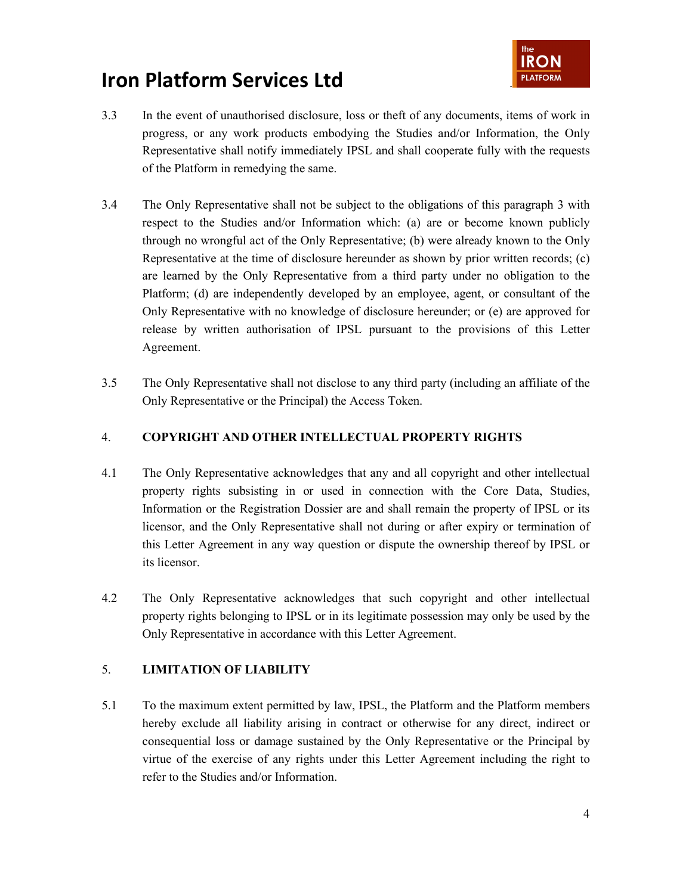3.3 In the event of unauthorised disclosure, loss or theft of any documents, items of work in progress, or any work products embodying the Studies and/or Information, the Only Representative shall notify immediately IPSL and shall cooperate fully with the requests of the Platform in remedying the same.

3.4 The Only Representative shall not be subject to the obligations of this paragraph 3 with respect to the Studies and/or Information which: (a) are or become known publicly through no wrongful act of the Only Representative; (b) were already known to the Only Representative at the time of disclosure hereunder as shown by prior written records; (c) are learned by the Only Representative from a third party under no obligation to the Platform; (d) are independently developed by an employee, agent, or consultant of the Only Representative with no knowledge of disclosure hereunder; or (e) are approved for release by written authorisation of IPSL pursuant to the provisions of this Letter Agreement.

3.5 The Only Representative shall not disclose to any third party (including an affiliate of the Only Representative or the Principal) the Access Token.

## 4. COPYRIGHT AND OTHER INTELLECTUAL PROPERTY RIGHTS

4.1 The Only Representative acknowledges that any and all copyright and other intellectual property rights subsisting in or used in connection with the Core Data, Studies, Information or the Registration Dossier are and shall remain the property of IPSL or its licensor, and the Only Representative shall not during or after expiry or termination of this Letter Agreement in any way question or dispute the ownership thereof by IPSL or its licensor.

4.2 The Only Representative acknowledges that such copyright and other intellectual property rights belonging to IPSL or in its legitimate possession may only be used by the Only Representative in accordance with this Letter Agreement.

## 5. LIMITATION OF LIABILITY

5.1 To the maximum extent permitted by law, IPSL, the Platform and the Platform members hereby exclude all liability arising in contract or otherwise for any direct, indirect or consequential loss or damage sustained by the Only Representative or the Principal by virtue of the exercise of any rights under this Letter Agreement including the right to refer to the Studies and/or Information.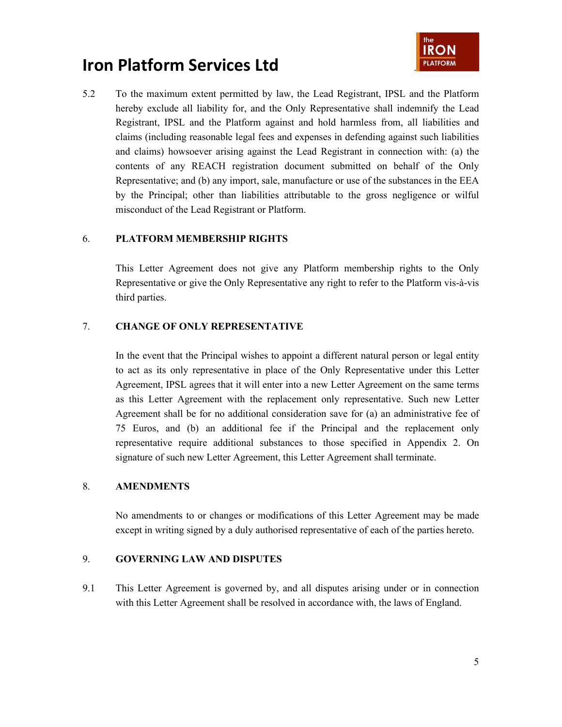5.2 To the maximum extent permitted by law, the Lead Registrant, IPSL and the Platform hereby exclude all liability for, and the Only Representative shall indemnify the Lead Registrant, IPSL and the Platform against and hold harmless from, all liabilities and claims (including reasonable legal fees and expenses in defending against such liabilities and claims) howsoever arising against the Lead Registrant in connection with: (a) the contents of any REACH registration document submitted on behalf of the Only Representative; and (b) any import, sale, manufacture or use of the substances in the EEA by the Principal; other than liabilities attributable to the gross negligence or wilful misconduct of the Lead Registrant or Platform.

## 6. PLATFORM MEMBERSHIP RIGHTS

This Letter Agreement does not give any Platform membership rights to the Only Representative or give the Only Representative any right to refer to the Platform vis-à-vis third parties.

## 7. CHANGE OF ONLY REPRESENTATIVE

In the event that the Principal wishes to appoint a different natural person or legal entity to act as its only representative in place of the Only Representative under this Letter Agreement, IPSL agrees that it will enter into a new Letter Agreement on the same terms as this Letter Agreement with the replacement only representative. Such new Letter Agreement shall be for no additional consideration save for (a) an administrative fee of 75 Euros, and (b) an additional fee if the Principal and the replacement only representative require additional substances to those specified in Appendix 2. On signature of such new Letter Agreement, this Letter Agreement shall terminate.

## 8. AMENDMENTS

No amendments to or changes or modifications of this Letter Agreement may be made except in writing signed by a duly authorised representative of each of the parties hereto.

## 9. GOVERNING LAW AND DISPUTES

9.1 This Letter Agreement is governed by, and all disputes arising under or in connection with this Letter Agreement shall be resolved in accordance with, the laws of England.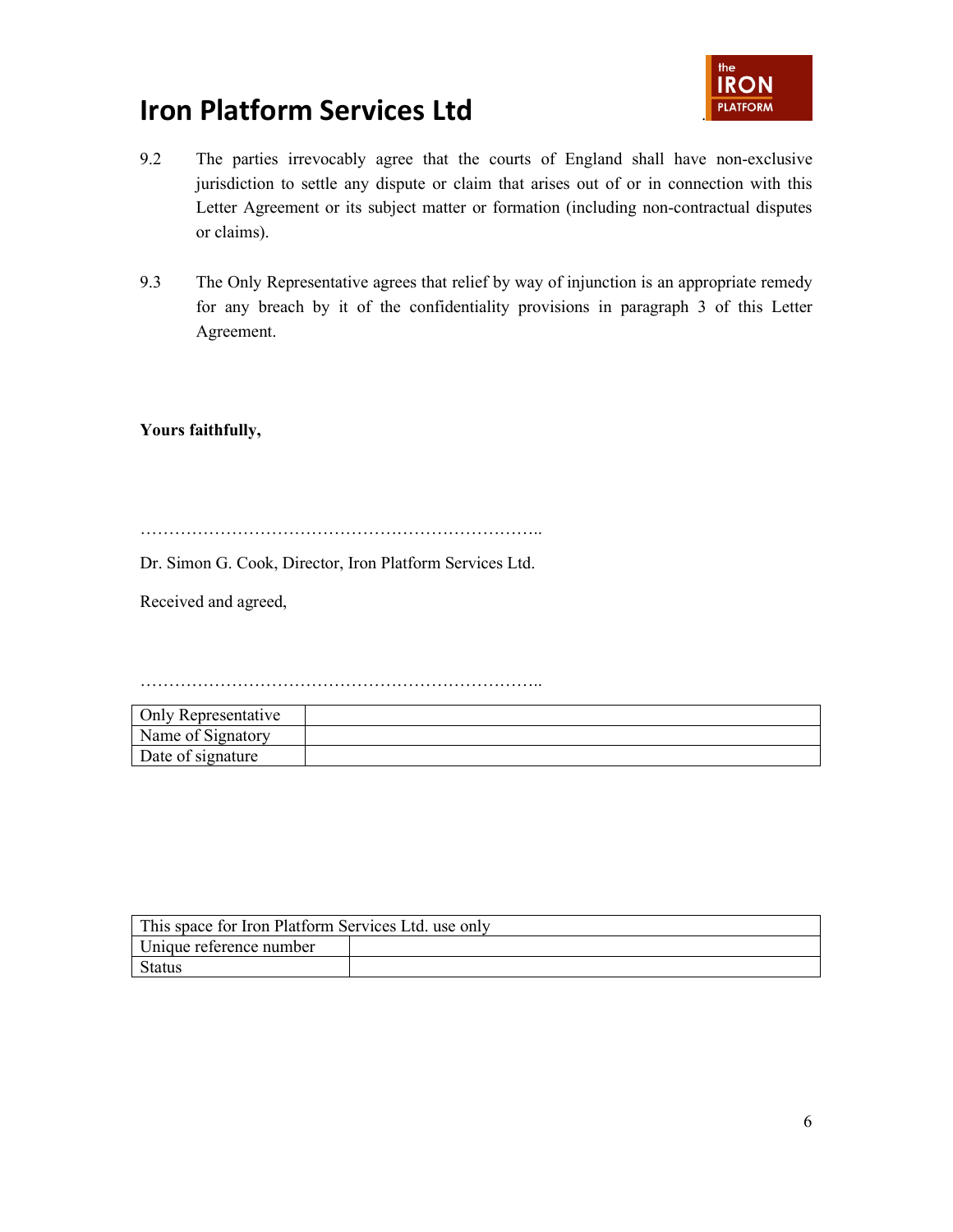9.2 The parties irrevocably agree that the courts of England shall have non-exclusive jurisdiction to settle any dispute or claim that arises out of or in connection with this Letter Agreement or its subject matter or formation (including non-contractual disputes or claims).

9.3 The Only Representative agrees that relief by way of injunction is an appropriate remedy for any breach by it of the confidentiality provisions in paragraph 3 of this Letter Agreement.

**Yours faithfully,**

………………………………………………………………..

Dr. Simon G. Cook, Director, Iron Platform Services Ltd.

Received and agreed,

………………………………………………………………..

| Only Representative | |
|---|---|
| Name of Signatory | |
| Date of signature | |

| This space for Iron Platform Services Ltd. use only | |
|---|---|
| Unique reference number | |
| Status | |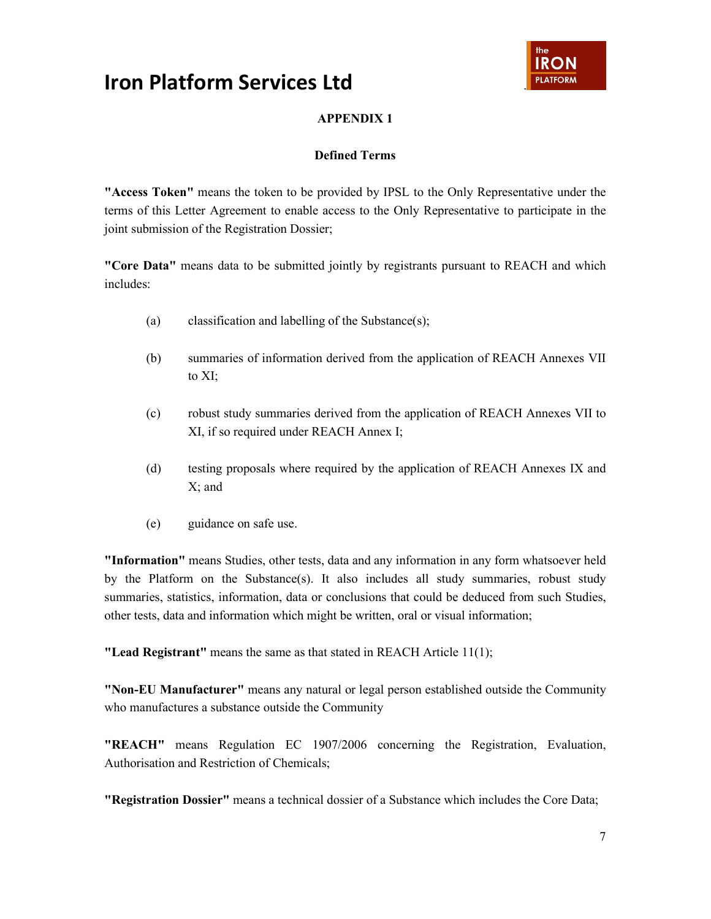# APPENDIX 1

## Defined Terms

**"Access Token"** means the token to be provided by IPSL to the Only Representative under the terms of this Letter Agreement to enable access to the Only Representative to participate in the joint submission of the Registration Dossier;

**"Core Data"** means data to be submitted jointly by registrants pursuant to REACH and which includes:

(a) classification and labelling of the Substance(s);

(b) summaries of information derived from the application of REACH Annexes VII to XI;

(c) robust study summaries derived from the application of REACH Annexes VII to XI, if so required under REACH Annex I;

(d) testing proposals where required by the application of REACH Annexes IX and X; and

(e) guidance on safe use.

**"Information"** means Studies, other tests, data and any information in any form whatsoever held by the Platform on the Substance(s). It also includes all study summaries, robust study summaries, statistics, information, data or conclusions that could be deduced from such Studies, other tests, data and information which might be written, oral or visual information;

**"Lead Registrant"** means the same as that stated in REACH Article 11(1);

**"Non-EU Manufacturer"** means any natural or legal person established outside the Community who manufactures a substance outside the Community

**"REACH"** means Regulation EC 1907/2006 concerning the Registration, Evaluation, Authorisation and Restriction of Chemicals;

**"Registration Dossier"** means a technical dossier of a Substance which includes the Core Data;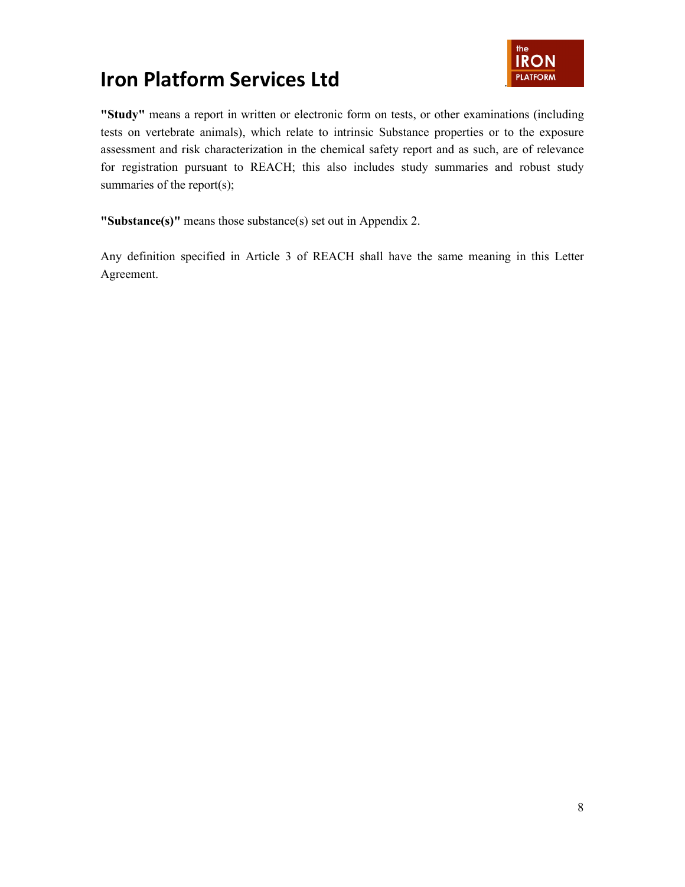**"Study"** means a report in written or electronic form on tests, or other examinations (including tests on vertebrate animals), which relate to intrinsic Substance properties or to the exposure assessment and risk characterization in the chemical safety report and as such, are of relevance for registration pursuant to REACH; this also includes study summaries and robust study summaries of the report(s);

**"Substance(s)"** means those substance(s) set out in Appendix 2.

Any definition specified in Article 3 of REACH shall have the same meaning in this Letter Agreement.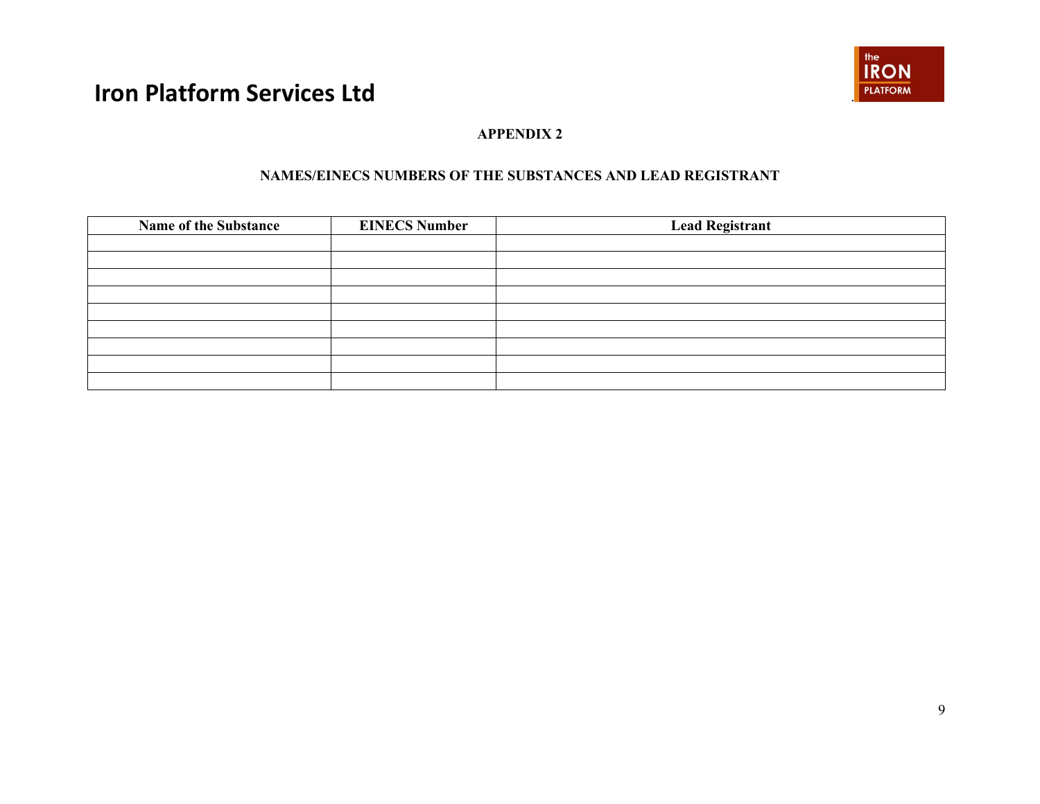# Iron Platform Services Ltd

## APPENDIX 2

### NAMES/EINECS NUMBERS OF THE SUBSTANCES AND LEAD REGISTRANT

| Name of the Substance | EINECS Number | Lead Registrant |
|---|---|---|
| | | |
| | | |
| | | |
| | | |
| | | |
| | | |
| | | |
| | | |
| | | |